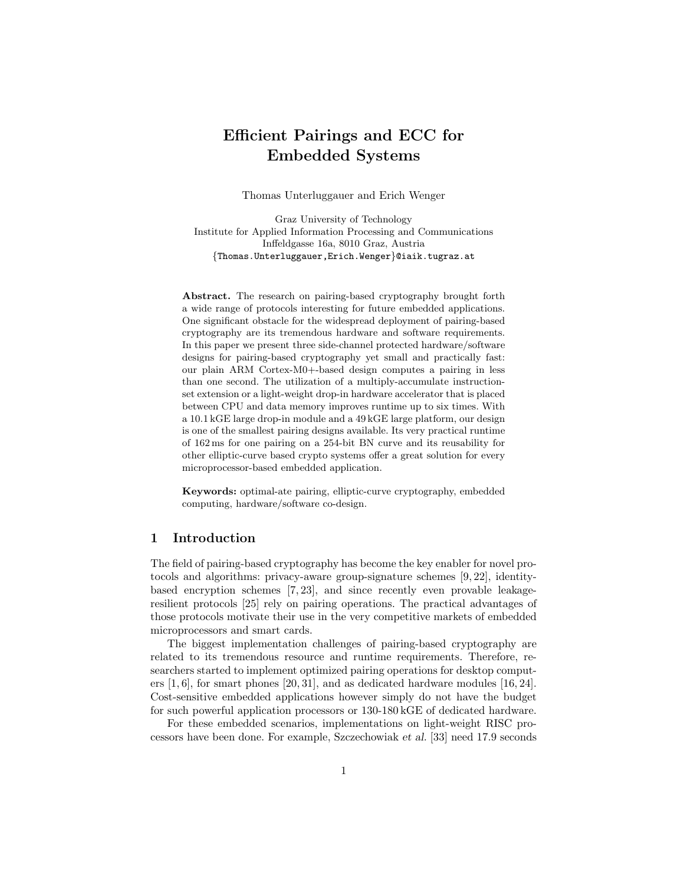# Efficient Pairings and ECC for Embedded Systems

Thomas Unterluggauer and Erich Wenger

Graz University of Technology
Institute for Applied Information Processing and Communications
Inffeldgasse 16a, 8010 Graz, Austria
{Thomas.Unterluggauer,Erich.Wenger}@iaik.tugraz.at

**Abstract.** The research on pairing-based cryptography brought forth a wide range of protocols interesting for future embedded applications. One significant obstacle for the widespread deployment of pairing-based cryptography are its tremendous hardware and software requirements. In this paper we present three side-channel protected hardware/software designs for pairing-based cryptography yet small and practically fast: our plain ARM Cortex-M0+-based design computes a pairing in less than one second. The utilization of a multiply-accumulate instruction-set extension or a light-weight drop-in hardware accelerator that is placed between CPU and data memory improves runtime up to six times. With a 10.1 kGE large drop-in module and a 49 kGE large platform, our design is one of the smallest pairing designs available. Its very practical runtime of 162 ms for one pairing on a 254-bit BN curve and its reusability for other elliptic-curve based crypto systems offer a great solution for every microprocessor-based embedded application.

**Keywords:** optimal-ate pairing, elliptic-curve cryptography, embedded computing, hardware/software co-design.

## 1 Introduction

The field of pairing-based cryptography has become the key enabler for novel protocols and algorithms: privacy-aware group-signature schemes [9, 22], identity-based encryption schemes [7, 23], and since recently even provable leakage-resilient protocols [25] rely on pairing operations. The practical advantages of those protocols motivate their use in the very competitive markets of embedded microprocessors and smart cards.

The biggest implementation challenges of pairing-based cryptography are related to its tremendous resource and runtime requirements. Therefore, researchers started to implement optimized pairing operations for desktop computers [1, 6], for smart phones [20, 31], and as dedicated hardware modules [16, 24]. Cost-sensitive embedded applications however simply do not have the budget for such powerful application processors or 130-180 kGE of dedicated hardware.

For these embedded scenarios, implementations on light-weight RISC processors have been done. For example, Szczechowiak *et al.* [33] need 17.9 seconds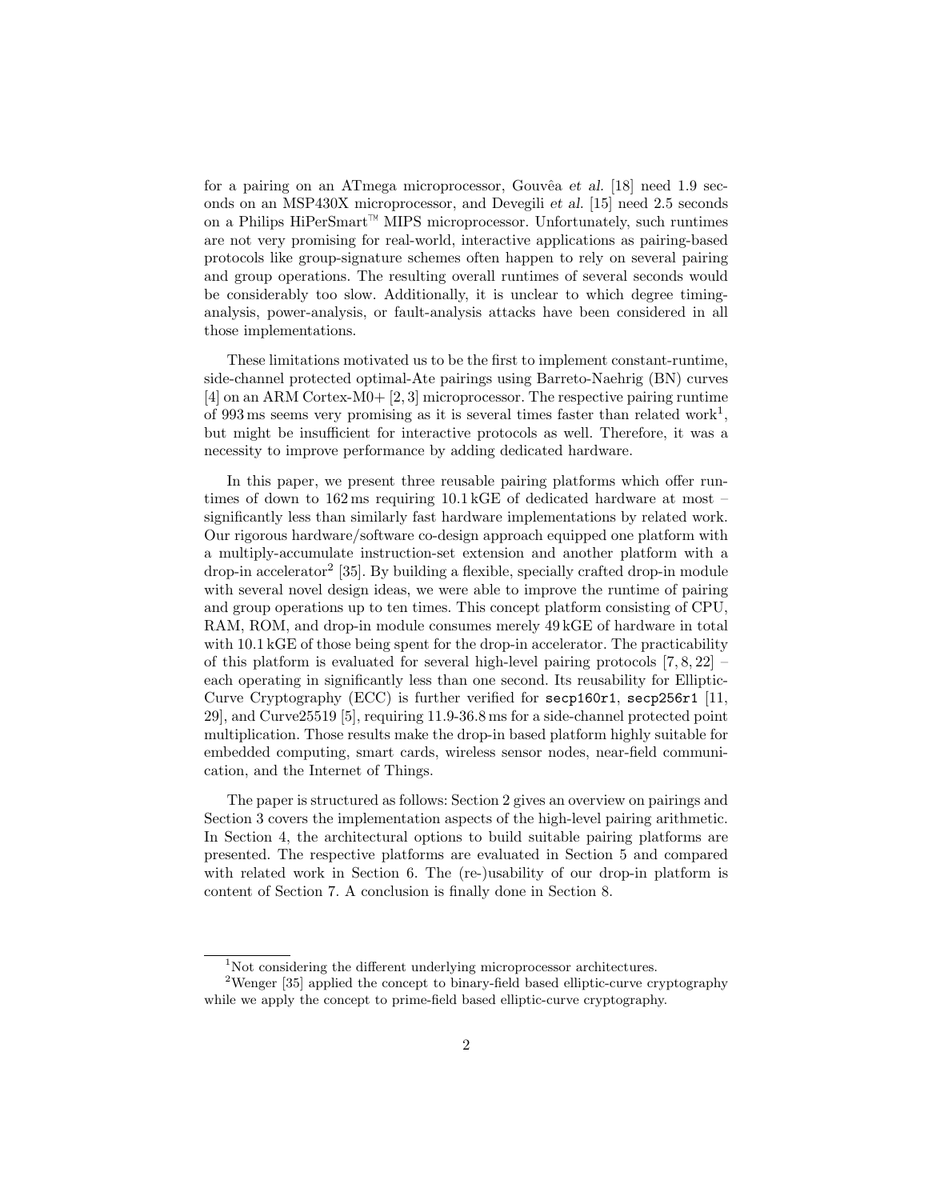for a pairing on an ATmega microprocessor, Gouvêa *et al.* [18] need 1.9 seconds on an MSP430X microprocessor, and Devegili *et al.* [15] need 2.5 seconds on a Philips HiPerSmart™ MIPS microprocessor. Unfortunately, such runtimes are not very promising for real-world, interactive applications as pairing-based protocols like group-signature schemes often happen to rely on several pairing and group operations. The resulting overall runtimes of several seconds would be considerably too slow. Additionally, it is unclear to which degree timing-analysis, power-analysis, or fault-analysis attacks have been considered in all those implementations.

These limitations motivated us to be the first to implement constant-runtime, side-channel protected optimal-Ate pairings using Barreto-Naehrig (BN) curves [4] on an ARM Cortex-M0+ [2, 3] microprocessor. The respective pairing runtime of 993 ms seems very promising as it is several times faster than related work[1], but might be insufficient for interactive protocols as well. Therefore, it was a necessity to improve performance by adding dedicated hardware.

In this paper, we present three reusable pairing platforms which offer runtimes of down to 162 ms requiring 10.1 kGE of dedicated hardware at most – significantly less than similarly fast hardware implementations by related work. Our rigorous hardware/software co-design approach equipped one platform with a multiply-accumulate instruction-set extension and another platform with a drop-in accelerator[2] [35]. By building a flexible, specially crafted drop-in module with several novel design ideas, we were able to improve the runtime of pairing and group operations up to ten times. This concept platform consisting of CPU, RAM, ROM, and drop-in module consumes merely 49 kGE of hardware in total with 10.1 kGE of those being spent for the drop-in accelerator. The practicability of this platform is evaluated for several high-level pairing protocols [7, 8, 22] – each operating in significantly less than one second. Its reusability for Elliptic-Curve Cryptography (ECC) is further verified for `secp160r1`, `secp256r1` [11, 29], and Curve25519 [5], requiring 11.9-36.8 ms for a side-channel protected point multiplication. Those results make the drop-in based platform highly suitable for embedded computing, smart cards, wireless sensor nodes, near-field communication, and the Internet of Things.

The paper is structured as follows: Section 2 gives an overview on pairings and Section 3 covers the implementation aspects of the high-level pairing arithmetic. In Section 4, the architectural options to build suitable pairing platforms are presented. The respective platforms are evaluated in Section 5 and compared with related work in Section 6. The (re-)usability of our drop-in platform is content of Section 7. A conclusion is finally done in Section 8.

---

[1] Not considering the different underlying microprocessor architectures.

[2] Wenger [35] applied the concept to binary-field based elliptic-curve cryptography while we apply the concept to prime-field based elliptic-curve cryptography.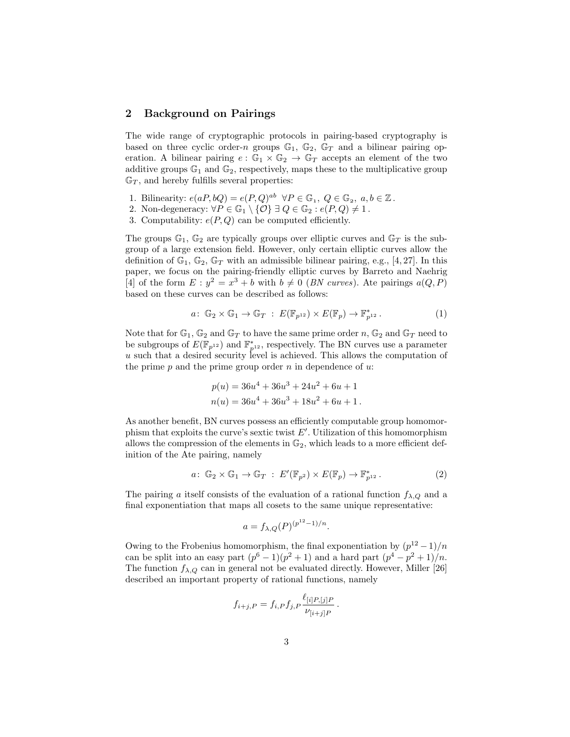## 2 Background on Pairings

The wide range of cryptographic protocols in pairing-based cryptography is based on three cyclic order-$n$ groups $\mathbb{G}_1$, $\mathbb{G}_2$, $\mathbb{G}_T$ and a bilinear pairing operation. A bilinear pairing $e : \mathbb{G}_1 \times \mathbb{G}_2 \to \mathbb{G}_T$ accepts an element of the two additive groups $\mathbb{G}_1$ and $\mathbb{G}_2$, respectively, maps these to the multiplicative group $\mathbb{G}_T$, and hereby fulfills several properties:

1. Bilinearity: $e(aP, bQ) = e(P, Q)^{ab} \;\; \forall P \in \mathbb{G}_1,\ Q \in \mathbb{G}_2,\ a, b \in \mathbb{Z}$.
2. Non-degeneracy: $\forall P \in \mathbb{G}_1 \setminus \{\mathcal{O}\}\ \exists\, Q \in \mathbb{G}_2 : e(P, Q) \neq 1$.
3. Computability: $e(P, Q)$ can be computed efficiently.

The groups $\mathbb{G}_1$, $\mathbb{G}_2$ are typically groups over elliptic curves and $\mathbb{G}_T$ is the subgroup of a large extension field. However, only certain elliptic curves allow the definition of $\mathbb{G}_1$, $\mathbb{G}_2$, $\mathbb{G}_T$ with an admissible bilinear pairing, e.g., [4, 27]. In this paper, we focus on the pairing-friendly elliptic curves by Barreto and Naehrig [4] of the form $E : y^2 = x^3 + b$ with $b \neq 0$ (*BN curves*). Ate pairings $a(Q, P)$ based on these curves can be described as follows:

$$a\colon\ \mathbb{G}_2 \times \mathbb{G}_1 \to \mathbb{G}_T \ :\ E(\mathbb{F}_{p^{12}}) \times E(\mathbb{F}_p) \to \mathbb{F}^*_{p^{12}}\,. \tag{1}$$

Note that for $\mathbb{G}_1$, $\mathbb{G}_2$ and $\mathbb{G}_T$ to have the same prime order $n$, $\mathbb{G}_2$ and $\mathbb{G}_T$ need to be subgroups of $E(\mathbb{F}_{p^{12}})$ and $\mathbb{F}^*_{p^{12}}$, respectively. The BN curves use a parameter $u$ such that a desired security level is achieved. This allows the computation of the prime $p$ and the prime group order $n$ in dependence of $u$:

$$p(u) = 36u^4 + 36u^3 + 24u^2 + 6u + 1$$
$$n(u) = 36u^4 + 36u^3 + 18u^2 + 6u + 1\,.$$

As another benefit, BN curves possess an efficiently computable group homomorphism that exploits the curve's sextic twist $E'$. Utilization of this homomorphism allows the compression of the elements in $\mathbb{G}_2$, which leads to a more efficient definition of the Ate pairing, namely

$$a\colon\ \mathbb{G}_2 \times \mathbb{G}_1 \to \mathbb{G}_T \ :\ E'(\mathbb{F}_{p^2}) \times E(\mathbb{F}_p) \to \mathbb{F}^*_{p^{12}}\,. \tag{2}$$

The pairing $a$ itself consists of the evaluation of a rational function $f_{\lambda,Q}$ and a final exponentiation that maps all cosets to the same unique representative:

$$a = f_{\lambda,Q}(P)^{(p^{12}-1)/n}.$$

Owing to the Frobenius homomorphism, the final exponentiation by $(p^{12} - 1)/n$ can be split into an easy part $(p^6 - 1)(p^2 + 1)$ and a hard part $(p^4 - p^2 + 1)/n$. The function $f_{\lambda,Q}$ can in general not be evaluated directly. However, Miller [26] described an important property of rational functions, namely

$$f_{i+j,P} = f_{i,P} f_{j,P} \frac{\ell_{[i]P,[j]P}}{\nu_{[i+j]P}}\,.$$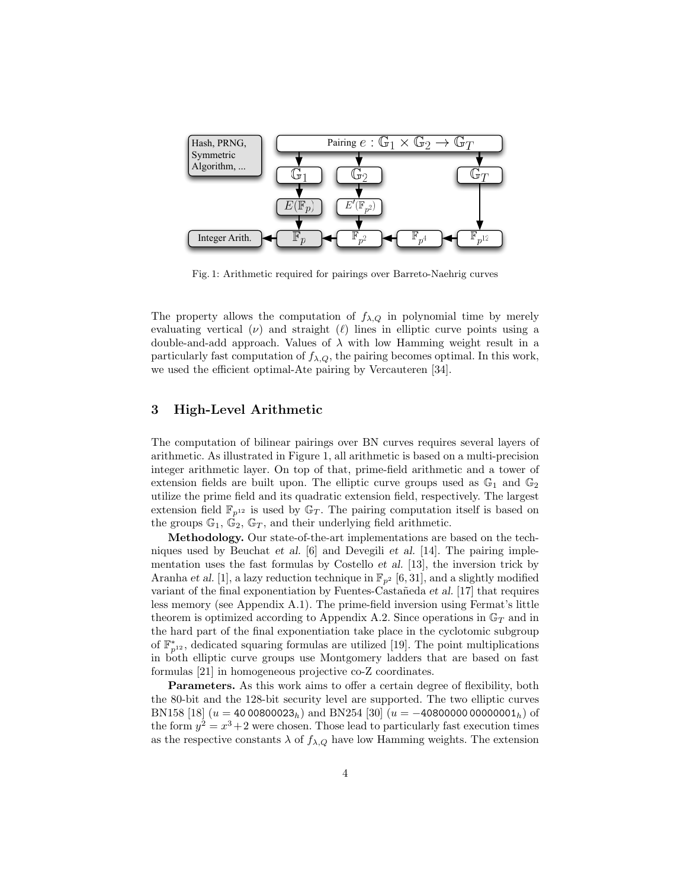Fig. 1: Arithmetic required for pairings over Barreto-Naehrig curves

The property allows the computation of $f_{\lambda,Q}$ in polynomial time by merely evaluating vertical ($\nu$) and straight ($\ell$) lines in elliptic curve points using a double-and-add approach. Values of $\lambda$ with low Hamming weight result in a particularly fast computation of $f_{\lambda,Q}$, the pairing becomes optimal. In this work, we used the efficient optimal-Ate pairing by Vercauteren [34].

## 3 High-Level Arithmetic

The computation of bilinear pairings over BN curves requires several layers of arithmetic. As illustrated in Figure 1, all arithmetic is based on a multi-precision integer arithmetic layer. On top of that, prime-field arithmetic and a tower of extension fields are built upon. The elliptic curve groups used as $\mathbb{G}_1$ and $\mathbb{G}_2$ utilize the prime field and its quadratic extension field, respectively. The largest extension field $\mathbb{F}_{p^{12}}$ is used by $\mathbb{G}_T$. The pairing computation itself is based on the groups $\mathbb{G}_1$, $\mathbb{G}_2$, $\mathbb{G}_T$, and their underlying field arithmetic.

**Methodology.** Our state-of-the-art implementations are based on the techniques used by Beuchat *et al.* [6] and Devegili *et al.* [14]. The pairing implementation uses the fast formulas by Costello *et al.* [13], the inversion trick by Aranha *et al.* [1], a lazy reduction technique in $\mathbb{F}_{p^2}$ [6, 31], and a slightly modified variant of the final exponentiation by Fuentes-Castañeda *et al.* [17] that requires less memory (see Appendix A.1). The prime-field inversion using Fermat's little theorem is optimized according to Appendix A.2. Since operations in $\mathbb{G}_T$ and in the hard part of the final exponentiation take place in the cyclotomic subgroup of $\mathbb{F}^*_{p^{12}}$, dedicated squaring formulas are utilized [19]. The point multiplications in both elliptic curve groups use Montgomery ladders that are based on fast formulas [21] in homogeneous projective co-Z coordinates.

**Parameters.** As this work aims to offer a certain degree of flexibility, both the 80-bit and the 128-bit security level are supported. The two elliptic curves BN158 [18] ($u = 40\,00800023_h$) and BN254 [30] ($u = -40800000\,00000001_h$) of the form $y^2 = x^3 + 2$ were chosen. Those lead to particularly fast execution times as the respective constants $\lambda$ of $f_{\lambda,Q}$ have low Hamming weights. The extension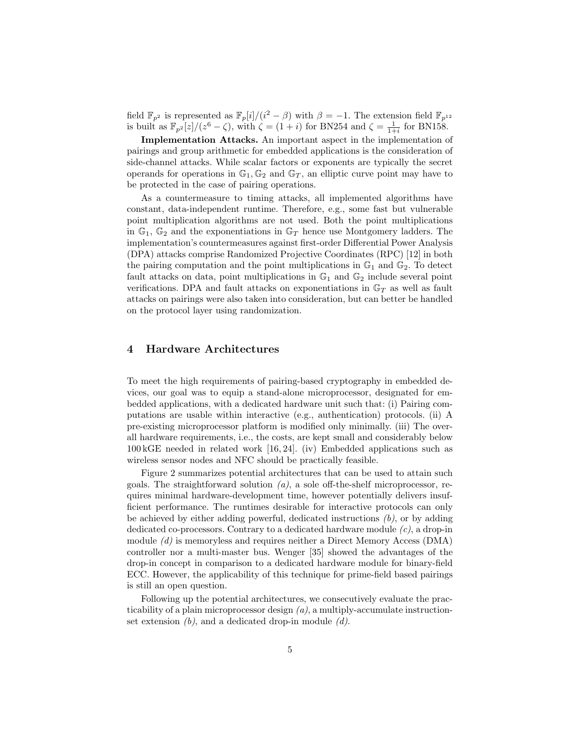field $\mathbb{F}_{p^2}$ is represented as $\mathbb{F}_p[i]/(i^2 - \beta)$ with $\beta = -1$. The extension field $\mathbb{F}_{p^{12}}$ is built as $\mathbb{F}_{p^2}[z]/(z^6 - \zeta)$, with $\zeta = (1+i)$ for BN254 and $\zeta = \frac{1}{1+i}$ for BN158.

**Implementation Attacks.** An important aspect in the implementation of pairings and group arithmetic for embedded applications is the consideration of side-channel attacks. While scalar factors or exponents are typically the secret operands for operations in $\mathbb{G}_1, \mathbb{G}_2$ and $\mathbb{G}_T$, an elliptic curve point may have to be protected in the case of pairing operations.

As a countermeasure to timing attacks, all implemented algorithms have constant, data-independent runtime. Therefore, e.g., some fast but vulnerable point multiplication algorithms are not used. Both the point multiplications in $\mathbb{G}_1$, $\mathbb{G}_2$ and the exponentiations in $\mathbb{G}_T$ hence use Montgomery ladders. The implementation's countermeasures against first-order Differential Power Analysis (DPA) attacks comprise Randomized Projective Coordinates (RPC) [12] in both the pairing computation and the point multiplications in $\mathbb{G}_1$ and $\mathbb{G}_2$. To detect fault attacks on data, point multiplications in $\mathbb{G}_1$ and $\mathbb{G}_2$ include several point verifications. DPA and fault attacks on exponentiations in $\mathbb{G}_T$ as well as fault attacks on pairings were also taken into consideration, but can better be handled on the protocol layer using randomization.

## 4 Hardware Architectures

To meet the high requirements of pairing-based cryptography in embedded devices, our goal was to equip a stand-alone microprocessor, designated for embedded applications, with a dedicated hardware unit such that: (i) Pairing computations are usable within interactive (e.g., authentication) protocols. (ii) A pre-existing microprocessor platform is modified only minimally. (iii) The overall hardware requirements, i.e., the costs, are kept small and considerably below 100 kGE needed in related work [16, 24]. (iv) Embedded applications such as wireless sensor nodes and NFC should be practically feasible.

Figure 2 summarizes potential architectures that can be used to attain such goals. The straightforward solution *(a)*, a sole off-the-shelf microprocessor, requires minimal hardware-development time, however potentially delivers insufficient performance. The runtimes desirable for interactive protocols can only be achieved by either adding powerful, dedicated instructions *(b)*, or by adding dedicated co-processors. Contrary to a dedicated hardware module *(c)*, a drop-in module *(d)* is memoryless and requires neither a Direct Memory Access (DMA) controller nor a multi-master bus. Wenger [35] showed the advantages of the drop-in concept in comparison to a dedicated hardware module for binary-field ECC. However, the applicability of this technique for prime-field based pairings is still an open question.

Following up the potential architectures, we consecutively evaluate the practicability of a plain microprocessor design *(a)*, a multiply-accumulate instruction-set extension *(b)*, and a dedicated drop-in module *(d)*.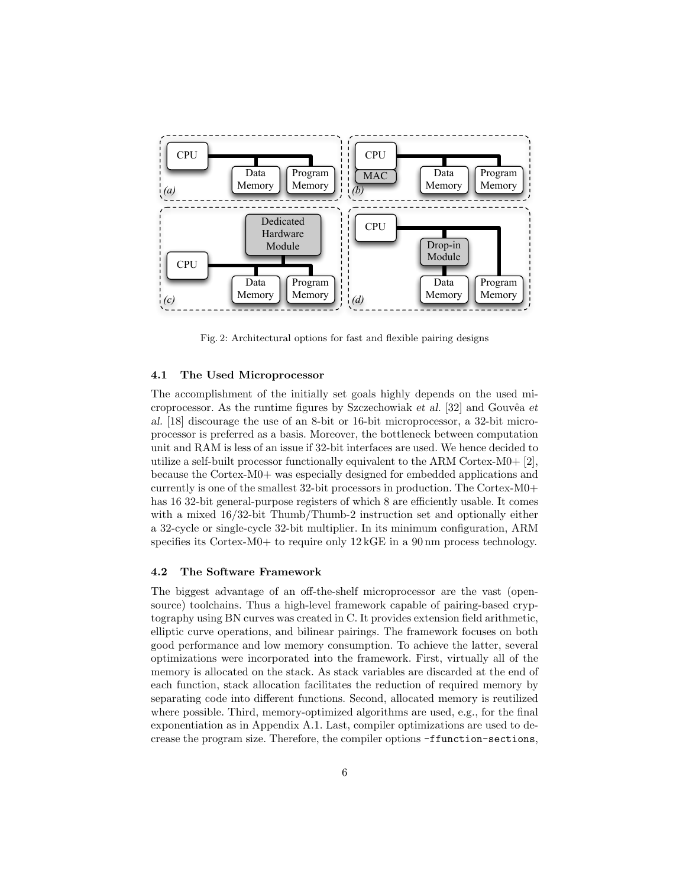Fig. 2: Architectural options for fast and flexible pairing designs

### 4.1 The Used Microprocessor

The accomplishment of the initially set goals highly depends on the used microprocessor. As the runtime figures by Szczechowiak *et al.* [32] and Gouvêa *et al.* [18] discourage the use of an 8-bit or 16-bit microprocessor, a 32-bit microprocessor is preferred as a basis. Moreover, the bottleneck between computation unit and RAM is less of an issue if 32-bit interfaces are used. We hence decided to utilize a self-built processor functionally equivalent to the ARM Cortex-M0+ [2], because the Cortex-M0+ was especially designed for embedded applications and currently is one of the smallest 32-bit processors in production. The Cortex-M0+ has 16 32-bit general-purpose registers of which 8 are efficiently usable. It comes with a mixed 16/32-bit Thumb/Thumb-2 instruction set and optionally either a 32-cycle or single-cycle 32-bit multiplier. In its minimum configuration, ARM specifies its Cortex-M0+ to require only 12 kGE in a 90 nm process technology.

### 4.2 The Software Framework

The biggest advantage of an off-the-shelf microprocessor are the vast (open-source) toolchains. Thus a high-level framework capable of pairing-based cryptography using BN curves was created in C. It provides extension field arithmetic, elliptic curve operations, and bilinear pairings. The framework focuses on both good performance and low memory consumption. To achieve the latter, several optimizations were incorporated into the framework. First, virtually all of the memory is allocated on the stack. As stack variables are discarded at the end of each function, stack allocation facilitates the reduction of required memory by separating code into different functions. Second, allocated memory is reutilized where possible. Third, memory-optimized algorithms are used, e.g., for the final exponentiation as in Appendix A.1. Last, compiler optimizations are used to decrease the program size. Therefore, the compiler options `-ffunction-sections`,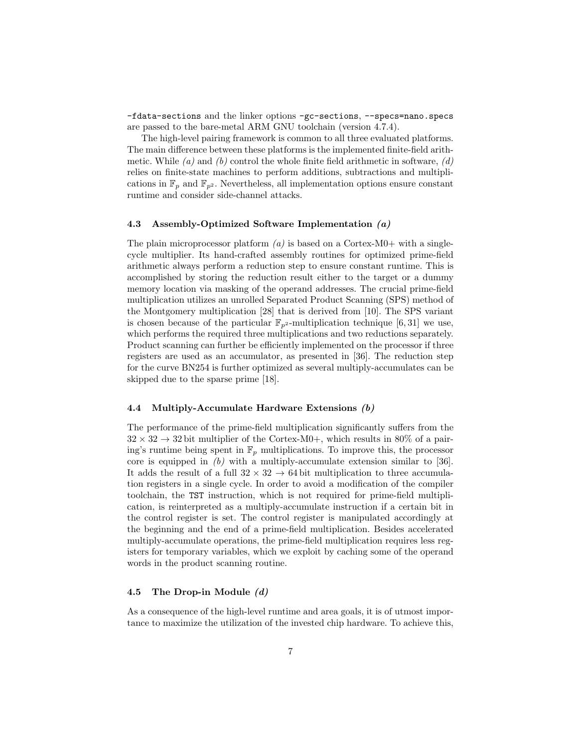`-fdata-sections` and the linker options `-gc-sections`, `--specs=nano.specs` are passed to the bare-metal ARM GNU toolchain (version 4.7.4).

The high-level pairing framework is common to all three evaluated platforms. The main difference between these platforms is the implemented finite-field arithmetic. While *(a)* and *(b)* control the whole finite field arithmetic in software, *(d)* relies on finite-state machines to perform additions, subtractions and multiplications in $\mathbb{F}_p$ and $\mathbb{F}_{p^2}$. Nevertheless, all implementation options ensure constant runtime and consider side-channel attacks.

### 4.3 Assembly-Optimized Software Implementation *(a)*

The plain microprocessor platform *(a)* is based on a Cortex-M0+ with a single-cycle multiplier. Its hand-crafted assembly routines for optimized prime-field arithmetic always perform a reduction step to ensure constant runtime. This is accomplished by storing the reduction result either to the target or a dummy memory location via masking of the operand addresses. The crucial prime-field multiplication utilizes an unrolled Separated Product Scanning (SPS) method of the Montgomery multiplication [28] that is derived from [10]. The SPS variant is chosen because of the particular $\mathbb{F}_{p^2}$-multiplication technique [6, 31] we use, which performs the required three multiplications and two reductions separately. Product scanning can further be efficiently implemented on the processor if three registers are used as an accumulator, as presented in [36]. The reduction step for the curve BN254 is further optimized as several multiply-accumulates can be skipped due to the sparse prime [18].

### 4.4 Multiply-Accumulate Hardware Extensions *(b)*

The performance of the prime-field multiplication significantly suffers from the $32 \times 32 \rightarrow 32$ bit multiplier of the Cortex-M0+, which results in 80% of a pairing's runtime being spent in $\mathbb{F}_p$ multiplications. To improve this, the processor core is equipped in *(b)* with a multiply-accumulate extension similar to [36]. It adds the result of a full $32 \times 32 \rightarrow 64$ bit multiplication to three accumulation registers in a single cycle. In order to avoid a modification of the compiler toolchain, the `TST` instruction, which is not required for prime-field multiplication, is reinterpreted as a multiply-accumulate instruction if a certain bit in the control register is set. The control register is manipulated accordingly at the beginning and the end of a prime-field multiplication. Besides accelerated multiply-accumulate operations, the prime-field multiplication requires less registers for temporary variables, which we exploit by caching some of the operand words in the product scanning routine.

### 4.5 The Drop-in Module *(d)*

As a consequence of the high-level runtime and area goals, it is of utmost importance to maximize the utilization of the invested chip hardware. To achieve this,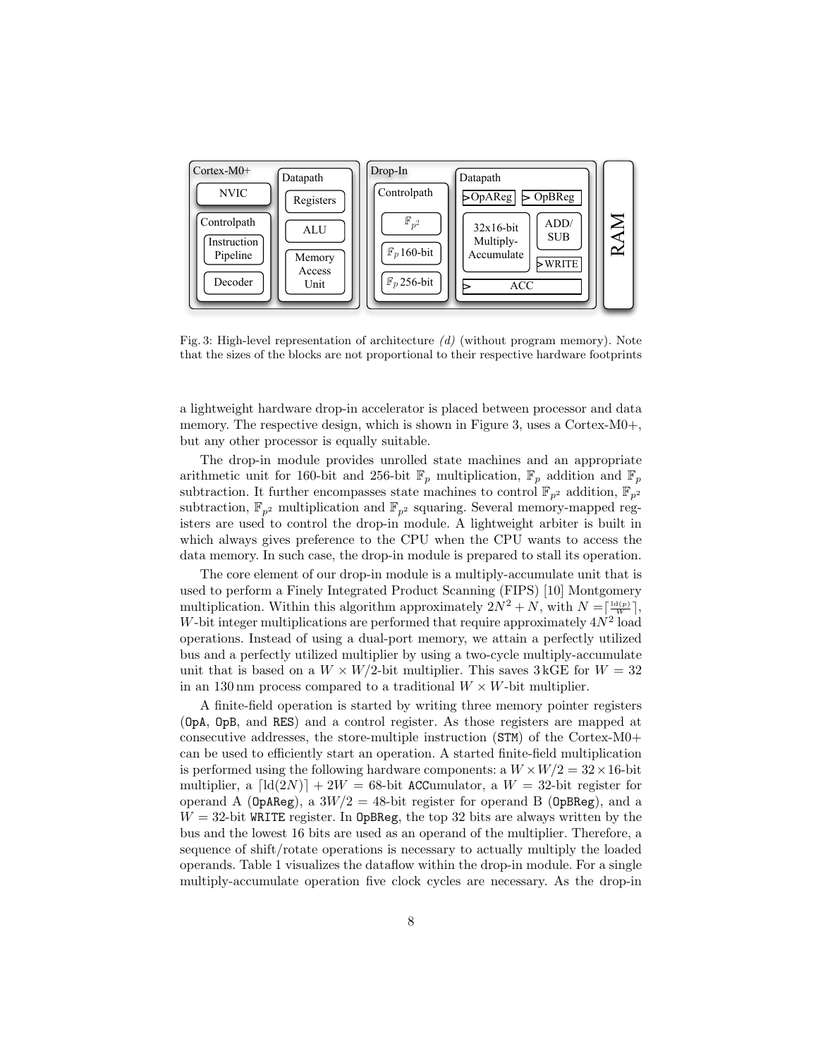Fig. 3: High-level representation of architecture *(d)* (without program memory). Note that the sizes of the blocks are not proportional to their respective hardware footprints

a lightweight hardware drop-in accelerator is placed between processor and data memory. The respective design, which is shown in Figure 3, uses a Cortex-M0+, but any other processor is equally suitable.

The drop-in module provides unrolled state machines and an appropriate arithmetic unit for 160-bit and 256-bit $\mathbb{F}_p$ multiplication, $\mathbb{F}_p$ addition and $\mathbb{F}_p$ subtraction. It further encompasses state machines to control $\mathbb{F}_{p^2}$ addition, $\mathbb{F}_{p^2}$ subtraction, $\mathbb{F}_{p^2}$ multiplication and $\mathbb{F}_{p^2}$ squaring. Several memory-mapped registers are used to control the drop-in module. A lightweight arbiter is built in which always gives preference to the CPU when the CPU wants to access the data memory. In such case, the drop-in module is prepared to stall its operation.

The core element of our drop-in module is a multiply-accumulate unit that is used to perform a Finely Integrated Product Scanning (FIPS) [10] Montgomery multiplication. Within this algorithm approximately $2N^2 + N$, with $N = \lceil \frac{\mathrm{ld}(p)}{W} \rceil$, $W$-bit integer multiplications are performed that require approximately $4N^2$ load operations. Instead of using a dual-port memory, we attain a perfectly utilized bus and a perfectly utilized multiplier by using a two-cycle multiply-accumulate unit that is based on a $W \times W/2$-bit multiplier. This saves 3 kGE for $W = 32$ in an 130 nm process compared to a traditional $W \times W$-bit multiplier.

A finite-field operation is started by writing three memory pointer registers (`OpA`, `OpB`, and `RES`) and a control register. As those registers are mapped at consecutive addresses, the store-multiple instruction (`STM`) of the Cortex-M0+ can be used to efficiently start an operation. A started finite-field multiplication is performed using the following hardware components: a $W \times W/2 = 32 \times 16$-bit multiplier, a $\lceil \mathrm{ld}(2N) \rceil + 2W = 68$-bit `ACC`umulator, a $W = 32$-bit register for operand A (`OpAReg`), a $3W/2 = 48$-bit register for operand B (`OpBReg`), and a $W = 32$-bit `WRITE` register. In `OpBReg`, the top 32 bits are always written by the bus and the lowest 16 bits are used as an operand of the multiplier. Therefore, a sequence of shift/rotate operations is necessary to actually multiply the loaded operands. Table 1 visualizes the dataflow within the drop-in module. For a single multiply-accumulate operation five clock cycles are necessary. As the drop-in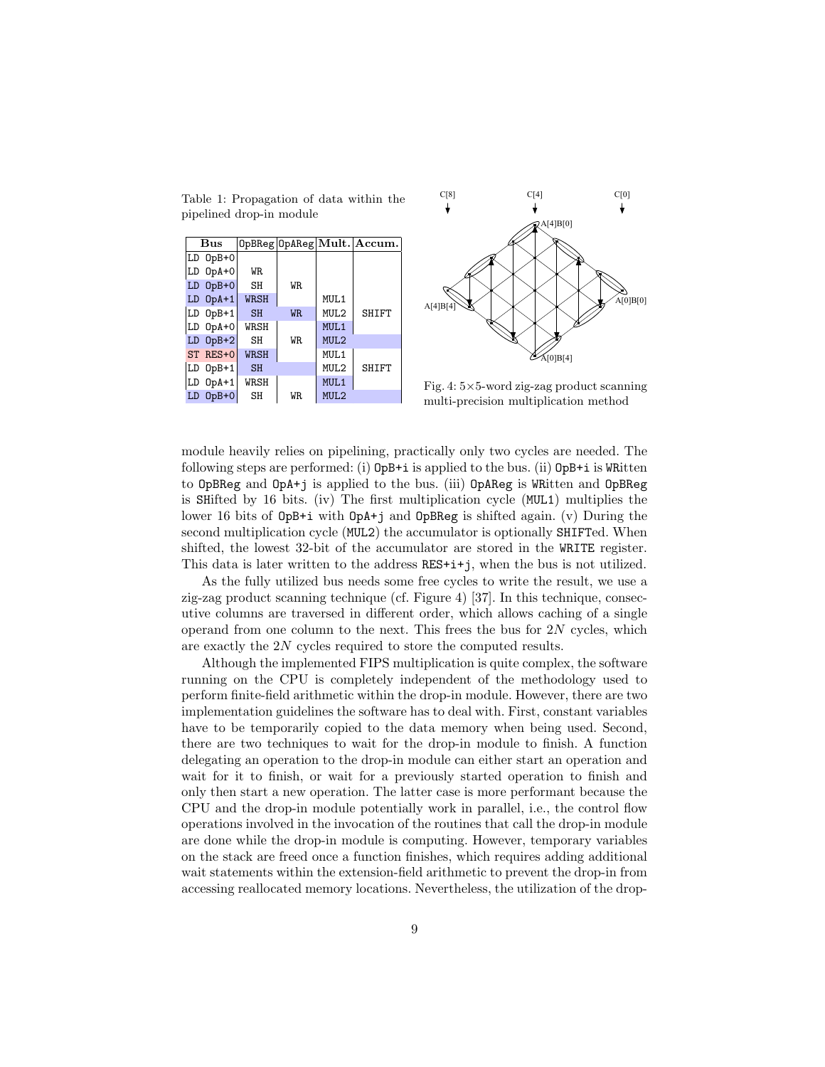Table 1: Propagation of data within the pipelined drop-in module

| Bus | OpBReg | OpAReg | Mult. | Accum. |
|---|---|---|---|---|
| LD OpB+0 | | | | |
| LD OpA+0 | WR | | | |
| LD OpB+0 | SH | WR | | |
| LD OpA+1 | WRSH | | MUL1 | |
| LD OpB+1 | SH | WR | MUL2 | SHIFT |
| LD OpA+0 | WRSH | | MUL1 | |
| LD OpB+2 | SH | WR | MUL2 | |
| ST RES+0 | WRSH | | MUL1 | |
| LD OpB+1 | SH | | MUL2 | SHIFT |
| LD OpA+1 | WRSH | | MUL1 | |
| LD OpB+0 | SH | WR | MUL2 | |

Fig. 4: 5×5-word zig-zag product scanning multi-precision multiplication method

module heavily relies on pipelining, practically only two cycles are needed. The following steps are performed: (i) OpB+i is applied to the bus. (ii) OpB+i is WRitten to OpBReg and OpA+j is applied to the bus. (iii) OpAReg is WRitten and OpBReg is SHifted by 16 bits. (iv) The first multiplication cycle (MUL1) multiplies the lower 16 bits of OpB+i with OpA+j and OpBReg is shifted again. (v) During the second multiplication cycle (MUL2) the accumulator is optionally SHIFTed. When shifted, the lowest 32-bit of the accumulator are stored in the WRITE register. This data is later written to the address RES+i+j, when the bus is not utilized.

As the fully utilized bus needs some free cycles to write the result, we use a zig-zag product scanning technique (cf. Figure 4) [37]. In this technique, consecutive columns are traversed in different order, which allows caching of a single operand from one column to the next. This frees the bus for $2N$ cycles, which are exactly the $2N$ cycles required to store the computed results.

Although the implemented FIPS multiplication is quite complex, the software running on the CPU is completely independent of the methodology used to perform finite-field arithmetic within the drop-in module. However, there are two implementation guidelines the software has to deal with. First, constant variables have to be temporarily copied to the data memory when being used. Second, there are two techniques to wait for the drop-in module to finish. A function delegating an operation to the drop-in module can either start an operation and wait for it to finish, or wait for a previously started operation to finish and only then start a new operation. The latter case is more performant because the CPU and the drop-in module potentially work in parallel, i.e., the control flow operations involved in the invocation of the routines that call the drop-in module are done while the drop-in module is computing. However, temporary variables on the stack are freed once a function finishes, which requires adding additional wait statements within the extension-field arithmetic to prevent the drop-in from accessing reallocated memory locations. Nevertheless, the utilization of the drop-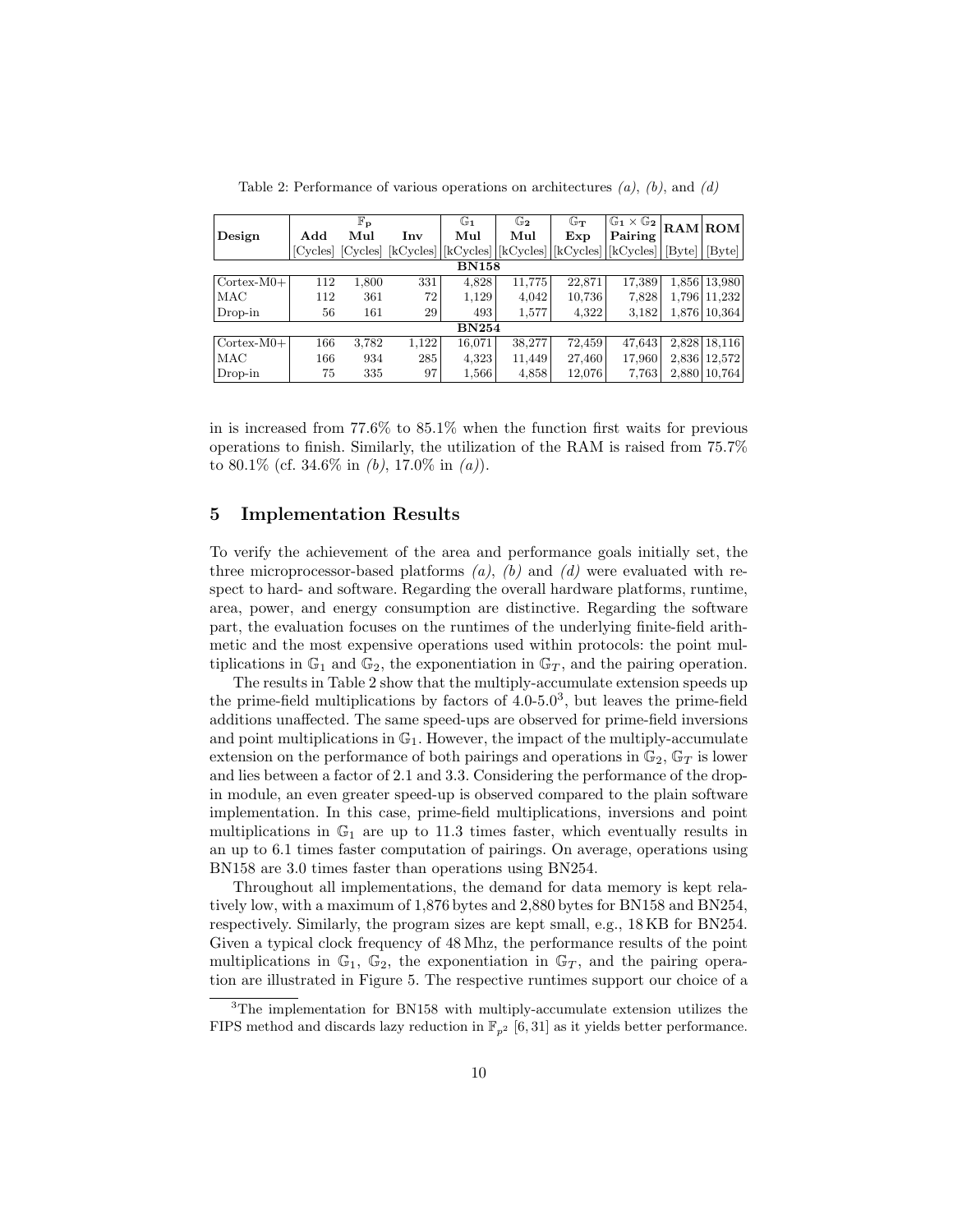Table 2: Performance of various operations on architectures *(a)*, *(b)*, and *(d)*

| Design | $\mathbb{F}_p$ Add [Cycles] | $\mathbb{F}_p$ Mul [Cycles] | $\mathbb{F}_p$ Inv [kCycles] | $\mathbb{G}_1$ Mul [kCycles] | $\mathbb{G}_2$ Mul [kCycles] | $\mathbb{G}_T$ Exp [kCycles] | $\mathbb{G}_1 \times \mathbb{G}_2$ Pairing [kCycles] | RAM [Byte] | ROM [Byte] |
|---|---|---|---|---|---|---|---|---|---|
| **BN158** | | | | | | | | | |
| Cortex-M0+ | 112 | 1,800 | 331 | 4,828 | 11,775 | 22,871 | 17,389 | 1,856 | 13,980 |
| MAC | 112 | 361 | 72 | 1,129 | 4,042 | 10,736 | 7,828 | 1,796 | 11,232 |
| Drop-in | 56 | 161 | 29 | 493 | 1,577 | 4,322 | 3,182 | 1,876 | 10,364 |
| **BN254** | | | | | | | | | |
| Cortex-M0+ | 166 | 3,782 | 1,122 | 16,071 | 38,277 | 72,459 | 47,643 | 2,828 | 18,116 |
| MAC | 166 | 934 | 285 | 4,323 | 11,449 | 27,460 | 17,960 | 2,836 | 12,572 |
| Drop-in | 75 | 335 | 97 | 1,566 | 4,858 | 12,076 | 7,763 | 2,880 | 10,764 |

in is increased from 77.6% to 85.1% when the function first waits for previous operations to finish. Similarly, the utilization of the RAM is raised from 75.7% to 80.1% (cf. 34.6% in *(b)*, 17.0% in *(a)*).

## 5 Implementation Results

To verify the achievement of the area and performance goals initially set, the three microprocessor-based platforms *(a)*, *(b)* and *(d)* were evaluated with respect to hard- and software. Regarding the overall hardware platforms, runtime, area, power, and energy consumption are distinctive. Regarding the software part, the evaluation focuses on the runtimes of the underlying finite-field arithmetic and the most expensive operations used within protocols: the point multiplications in $\mathbb{G}_1$ and $\mathbb{G}_2$, the exponentiation in $\mathbb{G}_T$, and the pairing operation.

The results in Table 2 show that the multiply-accumulate extension speeds up the prime-field multiplications by factors of 4.0-5.0[3], but leaves the prime-field additions unaffected. The same speed-ups are observed for prime-field inversions and point multiplications in $\mathbb{G}_1$. However, the impact of the multiply-accumulate extension on the performance of both pairings and operations in $\mathbb{G}_2$, $\mathbb{G}_T$ is lower and lies between a factor of 2.1 and 3.3. Considering the performance of the drop-in module, an even greater speed-up is observed compared to the plain software implementation. In this case, prime-field multiplications, inversions and point multiplications in $\mathbb{G}_1$ are up to 11.3 times faster, which eventually results in an up to 6.1 times faster computation of pairings. On average, operations using BN158 are 3.0 times faster than operations using BN254.

Throughout all implementations, the demand for data memory is kept relatively low, with a maximum of 1,876 bytes and 2,880 bytes for BN158 and BN254, respectively. Similarly, the program sizes are kept small, e.g., 18 KB for BN254. Given a typical clock frequency of 48 Mhz, the performance results of the point multiplications in $\mathbb{G}_1$, $\mathbb{G}_2$, the exponentiation in $\mathbb{G}_T$, and the pairing operation are illustrated in Figure 5. The respective runtimes support our choice of a

[3]The implementation for BN158 with multiply-accumulate extension utilizes the FIPS method and discards lazy reduction in $\mathbb{F}_{p^2}$ [6, 31] as it yields better performance.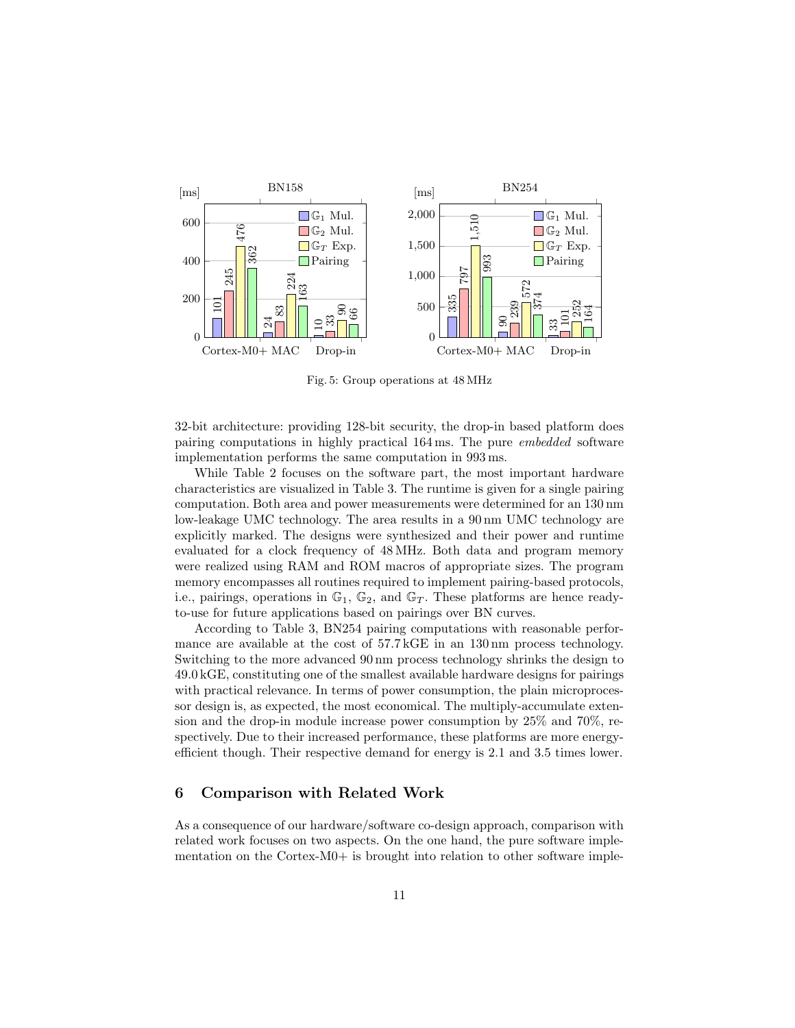Fig. 5: Group operations at 48 MHz

32-bit architecture: providing 128-bit security, the drop-in based platform does pairing computations in highly practical 164 ms. The pure *embedded* software implementation performs the same computation in 993 ms.

While Table 2 focuses on the software part, the most important hardware characteristics are visualized in Table 3. The runtime is given for a single pairing computation. Both area and power measurements were determined for an 130 nm low-leakage UMC technology. The area results in a 90 nm UMC technology are explicitly marked. The designs were synthesized and their power and runtime evaluated for a clock frequency of 48 MHz. Both data and program memory were realized using RAM and ROM macros of appropriate sizes. The program memory encompasses all routines required to implement pairing-based protocols, i.e., pairings, operations in $\mathbb{G}_1$, $\mathbb{G}_2$, and $\mathbb{G}_T$. These platforms are hence ready-to-use for future applications based on pairings over BN curves.

According to Table 3, BN254 pairing computations with reasonable performance are available at the cost of 57.7 kGE in an 130 nm process technology. Switching to the more advanced 90 nm process technology shrinks the design to 49.0 kGE, constituting one of the smallest available hardware designs for pairings with practical relevance. In terms of power consumption, the plain microprocessor design is, as expected, the most economical. The multiply-accumulate extension and the drop-in module increase power consumption by 25% and 70%, respectively. Due to their increased performance, these platforms are more energy-efficient though. Their respective demand for energy is 2.1 and 3.5 times lower.

## 6 Comparison with Related Work

As a consequence of our hardware/software co-design approach, comparison with related work focuses on two aspects. On the one hand, the pure software implementation on the Cortex-M0+ is brought into relation to other software imple-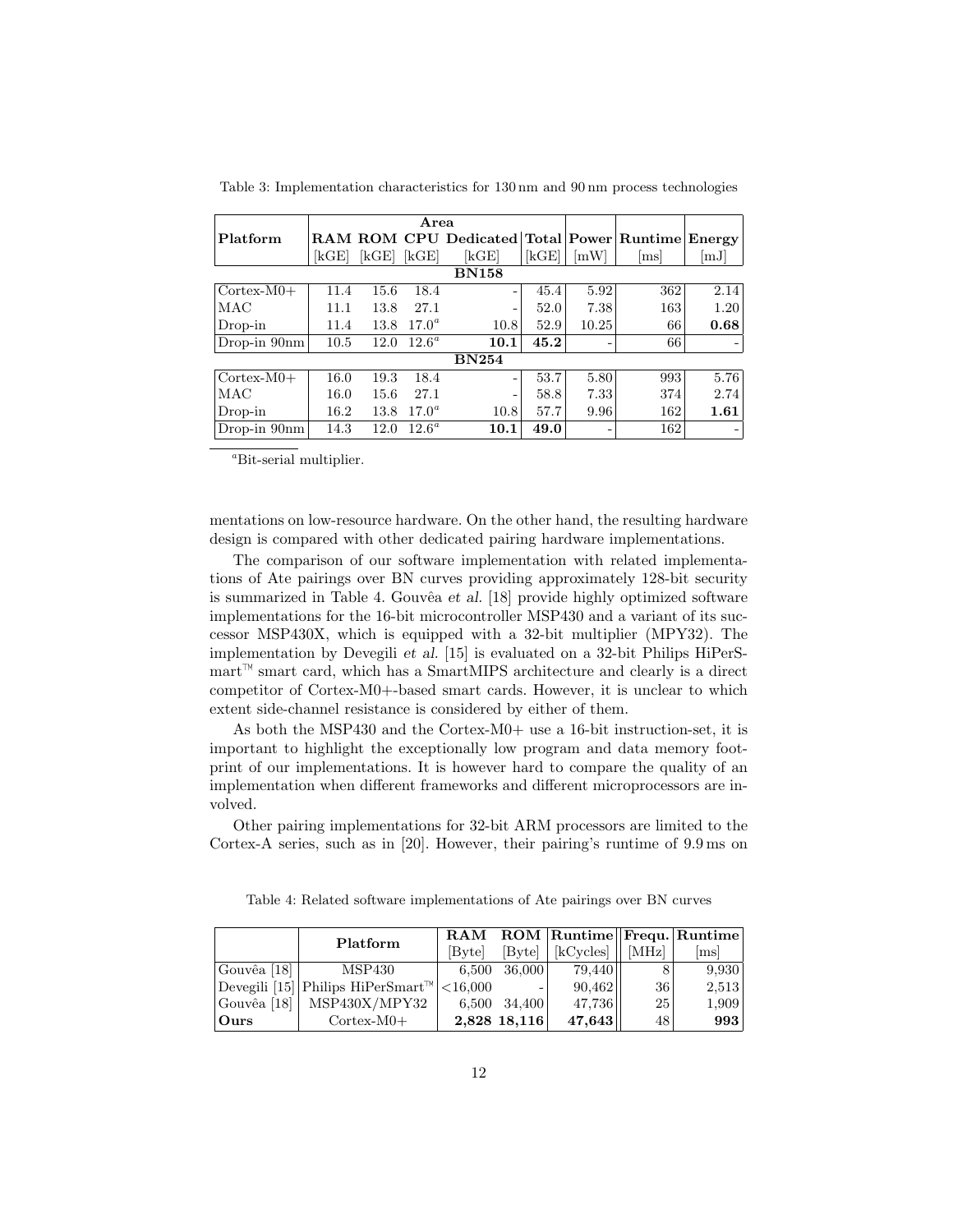Table 3: Implementation characteristics for 130 nm and 90 nm process technologies

| Platform | Area | | | | | Power | Runtime | Energy |
|---|---|---|---|---|---|---|---|---|
| | RAM | ROM | CPU | Dedicated | Total | | | |
| | [kGE] | [kGE] | [kGE] | [kGE] | [kGE] | [mW] | [ms] | [mJ] |
| **BN158** | | | | | | | | |
| Cortex-M0+ | 11.4 | 15.6 | 18.4 | - | 45.4 | 5.92 | 362 | 2.14 |
| MAC | 11.1 | 13.8 | 27.1 | - | 52.0 | 7.38 | 163 | 1.20 |
| Drop-in | 11.4 | 13.8 | 17.0[a] | 10.8 | 52.9 | 10.25 | 66 | **0.68** |
| Drop-in 90nm | 10.5 | 12.0 | 12.6[a] | **10.1** | **45.2** | - | 66 | - |
| **BN254** | | | | | | | | |
| Cortex-M0+ | 16.0 | 19.3 | 18.4 | - | 53.7 | 5.80 | 993 | 5.76 |
| MAC | 16.0 | 15.6 | 27.1 | - | 58.8 | 7.33 | 374 | 2.74 |
| Drop-in | 16.2 | 13.8 | 17.0[a] | 10.8 | 57.7 | 9.96 | 162 | **1.61** |
| Drop-in 90nm | 14.3 | 12.0 | 12.6[a] | **10.1** | **49.0** | - | 162 | - |

[a]Bit-serial multiplier.

mentations on low-resource hardware. On the other hand, the resulting hardware design is compared with other dedicated pairing hardware implementations.

The comparison of our software implementation with related implementations of Ate pairings over BN curves providing approximately 128-bit security is summarized in Table 4. Gouvêa *et al.* [18] provide highly optimized software implementations for the 16-bit microcontroller MSP430 and a variant of its successor MSP430X, which is equipped with a 32-bit multiplier (MPY32). The implementation by Devegili *et al.* [15] is evaluated on a 32-bit Philips HiPerSmart™ smart card, which has a SmartMIPS architecture and clearly is a direct competitor of Cortex-M0+-based smart cards. However, it is unclear to which extent side-channel resistance is considered by either of them.

As both the MSP430 and the Cortex-M0+ use a 16-bit instruction-set, it is important to highlight the exceptionally low program and data memory footprint of our implementations. It is however hard to compare the quality of an implementation when different frameworks and different microprocessors are involved.

Other pairing implementations for 32-bit ARM processors are limited to the Cortex-A series, such as in [20]. However, their pairing's runtime of 9.9 ms on

Table 4: Related software implementations of Ate pairings over BN curves

| | Platform | RAM [Byte] | ROM [Byte] | Runtime [kCycles] | Frequ. [MHz] | Runtime [ms] |
|---|---|---|---|---|---|---|
| Gouvêa [18] | MSP430 | 6,500 | 36,000 | 79,440 | 8 | 9,930 |
| Devegili [15] | Philips HiPerSmart™ | <16,000 | - | 90,462 | 36 | 2,513 |
| Gouvêa [18] | MSP430X/MPY32 | 6,500 | 34,400 | 47,736 | 25 | 1,909 |
| **Ours** | Cortex-M0+ | **2,828** | **18,116** | **47,643** | 48 | **993** |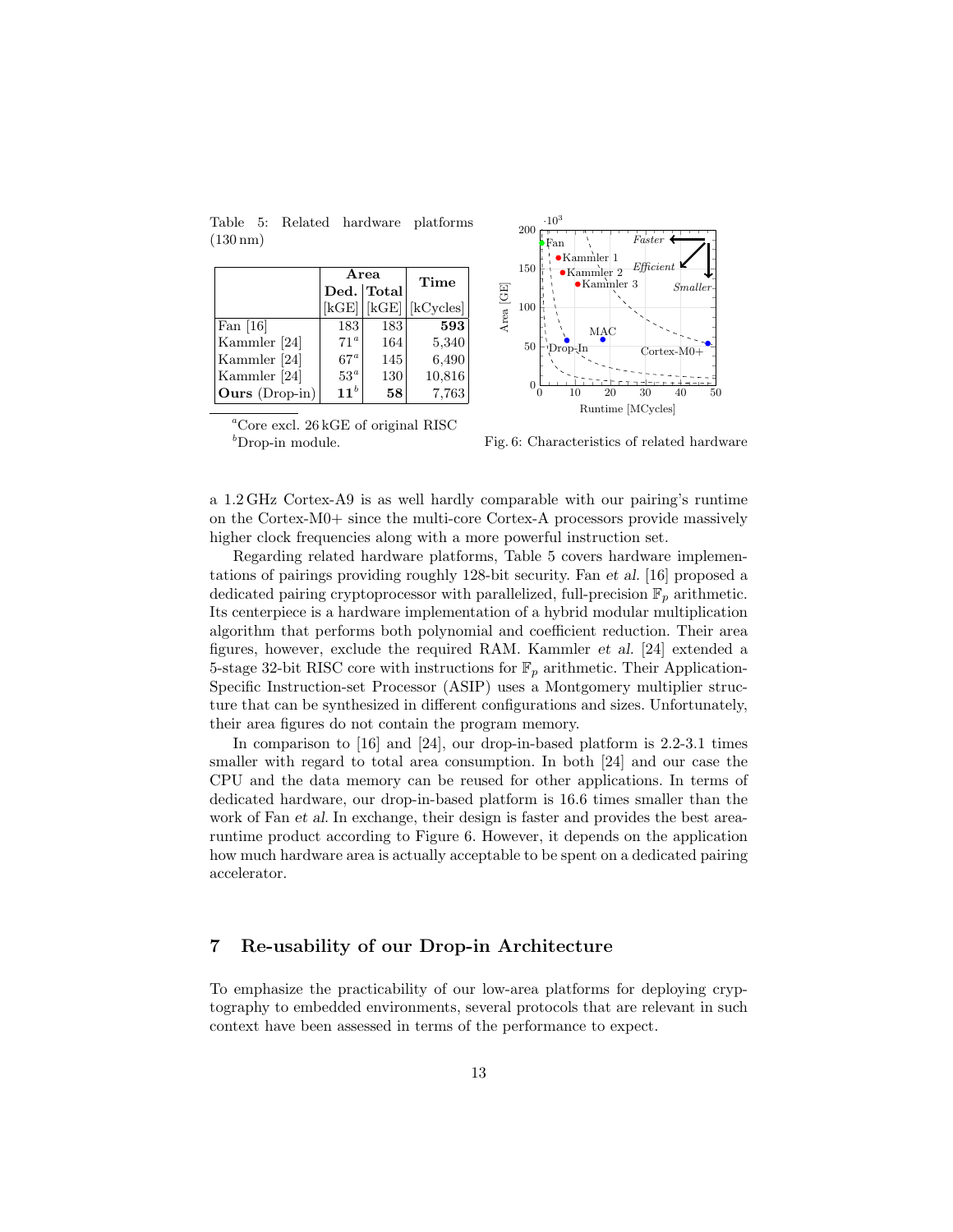Table 5: Related hardware platforms (130 nm)

| | Area | | Time |
|---|---|---|---|
| | Ded. [kGE] | Total [kGE] | [kCycles] |
| Fan [16] | 183 | 183 | **593** |
| Kammler [24] | 71[a] | 164 | 5,340 |
| Kammler [24] | 67[a] | 145 | 6,490 |
| Kammler [24] | 53[a] | 130 | 10,816 |
| **Ours** (Drop-in) | **11**[b] | **58** | 7,763 |

[a]Core excl. 26 kGE of original RISC
[b]Drop-in module.

Fig. 6: Characteristics of related hardware

a 1.2 GHz Cortex-A9 is as well hardly comparable with our pairing's runtime on the Cortex-M0+ since the multi-core Cortex-A processors provide massively higher clock frequencies along with a more powerful instruction set.

Regarding related hardware platforms, Table 5 covers hardware implementations of pairings providing roughly 128-bit security. Fan *et al.* [16] proposed a dedicated pairing cryptoprocessor with parallelized, full-precision $\mathbb{F}_p$ arithmetic. Its centerpiece is a hardware implementation of a hybrid modular multiplication algorithm that performs both polynomial and coefficient reduction. Their area figures, however, exclude the required RAM. Kammler *et al.* [24] extended a 5-stage 32-bit RISC core with instructions for $\mathbb{F}_p$ arithmetic. Their Application-Specific Instruction-set Processor (ASIP) uses a Montgomery multiplier structure that can be synthesized in different configurations and sizes. Unfortunately, their area figures do not contain the program memory.

In comparison to [16] and [24], our drop-in-based platform is 2.2-3.1 times smaller with regard to total area consumption. In both [24] and our case the CPU and the data memory can be reused for other applications. In terms of dedicated hardware, our drop-in-based platform is 16.6 times smaller than the work of Fan *et al.* In exchange, their design is faster and provides the best area-runtime product according to Figure 6. However, it depends on the application how much hardware area is actually acceptable to be spent on a dedicated pairing accelerator.

## 7 Re-usability of our Drop-in Architecture

To emphasize the practicability of our low-area platforms for deploying cryptography to embedded environments, several protocols that are relevant in such context have been assessed in terms of the performance to expect.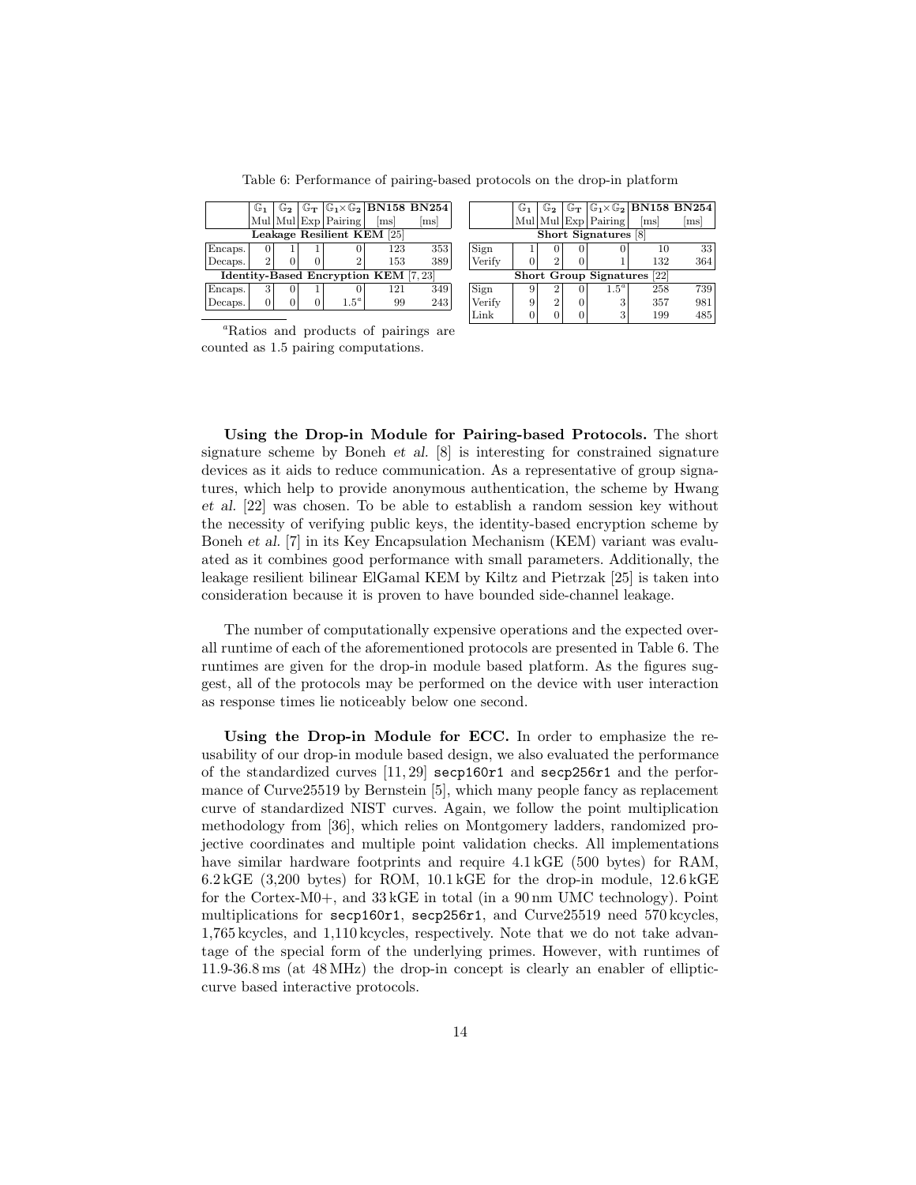Table 6: Performance of pairing-based protocols on the drop-in platform

| | $\mathbb{G}_1$ Mul | $\mathbb{G}_2$ Mul | $\mathbb{G}_T$ Exp | $\mathbb{G}_1 \times \mathbb{G}_2$ Pairing | BN158 [ms] | BN254 [ms] |
|---|---|---|---|---|---|---|
| **Leakage Resilient KEM [25]** | | | | | | |
| Encaps. | 0 | 1 | 1 | 0 | 123 | 353 |
| Decaps. | 2 | 0 | 0 | 2 | 153 | 389 |
| **Identity-Based Encryption KEM [7, 23]** | | | | | | |
| Encaps. | 3 | 0 | 1 | 0 | 121 | 349 |
| Decaps. | 0 | 0 | 0 | 1.5[a] | 99 | 243 |

| | $\mathbb{G}_1$ Mul | $\mathbb{G}_2$ Mul | $\mathbb{G}_T$ Exp | $\mathbb{G}_1 \times \mathbb{G}_2$ Pairing | BN158 [ms] | BN254 [ms] |
|---|---|---|---|---|---|---|
| **Short Signatures [8]** | | | | | | |
| Sign | 1 | 0 | 0 | 0 | 10 | 33 |
| Verify | 0 | 2 | 0 | 1 | 132 | 364 |
| **Short Group Signatures [22]** | | | | | | |
| Sign | 9 | 2 | 0 | 1.5[a] | 258 | 739 |
| Verify | 9 | 2 | 0 | 3 | 357 | 981 |
| Link | 0 | 0 | 0 | 3 | 199 | 485 |

[a] Ratios and products of pairings are counted as 1.5 pairing computations.

**Using the Drop-in Module for Pairing-based Protocols.** The short signature scheme by Boneh *et al.* [8] is interesting for constrained signature devices as it aids to reduce communication. As a representative of group signatures, which help to provide anonymous authentication, the scheme by Hwang *et al.* [22] was chosen. To be able to establish a random session key without the necessity of verifying public keys, the identity-based encryption scheme by Boneh *et al.* [7] in its Key Encapsulation Mechanism (KEM) variant was evaluated as it combines good performance with small parameters. Additionally, the leakage resilient bilinear ElGamal KEM by Kiltz and Pietrzak [25] is taken into consideration because it is proven to have bounded side-channel leakage.

The number of computationally expensive operations and the expected overall runtime of each of the aforementioned protocols are presented in Table 6. The runtimes are given for the drop-in module based platform. As the figures suggest, all of the protocols may be performed on the device with user interaction as response times lie noticeably below one second.

**Using the Drop-in Module for ECC.** In order to emphasize the reusability of our drop-in module based design, we also evaluated the performance of the standardized curves [11, 29] `secp160r1` and `secp256r1` and the performance of Curve25519 by Bernstein [5], which many people fancy as replacement curve of standardized NIST curves. Again, we follow the point multiplication methodology from [36], which relies on Montgomery ladders, randomized projective coordinates and multiple point validation checks. All implementations have similar hardware footprints and require 4.1 kGE (500 bytes) for RAM, 6.2 kGE (3,200 bytes) for ROM, 10.1 kGE for the drop-in module, 12.6 kGE for the Cortex-M0+, and 33 kGE in total (in a 90 nm UMC technology). Point multiplications for `secp160r1`, `secp256r1`, and Curve25519 need 570 kcycles, 1,765 kcycles, and 1,110 kcycles, respectively. Note that we do not take advantage of the special form of the underlying primes. However, with runtimes of 11.9-36.8 ms (at 48 MHz) the drop-in concept is clearly an enabler of elliptic-curve based interactive protocols.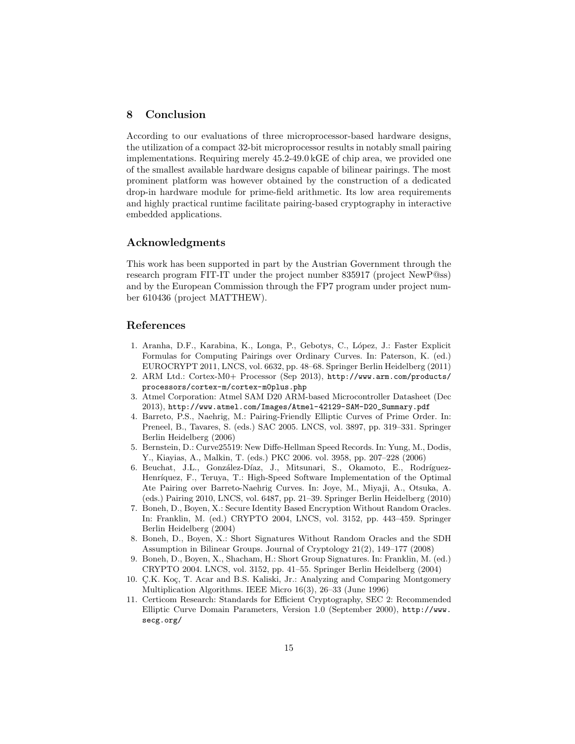## 8 Conclusion

According to our evaluations of three microprocessor-based hardware designs, the utilization of a compact 32-bit microprocessor results in notably small pairing implementations. Requiring merely 45.2-49.0 kGE of chip area, we provided one of the smallest available hardware designs capable of bilinear pairings. The most prominent platform was however obtained by the construction of a dedicated drop-in hardware module for prime-field arithmetic. Its low area requirements and highly practical runtime facilitate pairing-based cryptography in interactive embedded applications.

## Acknowledgments

This work has been supported in part by the Austrian Government through the research program FIT-IT under the project number 835917 (project NewP@ss) and by the European Commission through the FP7 program under project number 610436 (project MATTHEW).

## References

1. Aranha, D.F., Karabina, K., Longa, P., Gebotys, C., López, J.: Faster Explicit Formulas for Computing Pairings over Ordinary Curves. In: Paterson, K. (ed.) EUROCRYPT 2011, LNCS, vol. 6632, pp. 48–68. Springer Berlin Heidelberg (2011)
2. ARM Ltd.: Cortex-M0+ Processor (Sep 2013), `http://www.arm.com/products/processors/cortex-m/cortex-m0plus.php`
3. Atmel Corporation: Atmel SAM D20 ARM-based Microcontroller Datasheet (Dec 2013), `http://www.atmel.com/Images/Atmel-42129-SAM-D20_Summary.pdf`
4. Barreto, P.S., Naehrig, M.: Pairing-Friendly Elliptic Curves of Prime Order. In: Preneel, B., Tavares, S. (eds.) SAC 2005. LNCS, vol. 3897, pp. 319–331. Springer Berlin Heidelberg (2006)
5. Bernstein, D.: Curve25519: New Diffe-Hellman Speed Records. In: Yung, M., Dodis, Y., Kiayias, A., Malkin, T. (eds.) PKC 2006. vol. 3958, pp. 207–228 (2006)
6. Beuchat, J.L., González-Díaz, J., Mitsunari, S., Okamoto, E., Rodríguez-Henríquez, F., Teruya, T.: High-Speed Software Implementation of the Optimal Ate Pairing over Barreto-Naehrig Curves. In: Joye, M., Miyaji, A., Otsuka, A. (eds.) Pairing 2010, LNCS, vol. 6487, pp. 21–39. Springer Berlin Heidelberg (2010)
7. Boneh, D., Boyen, X.: Secure Identity Based Encryption Without Random Oracles. In: Franklin, M. (ed.) CRYPTO 2004, LNCS, vol. 3152, pp. 443–459. Springer Berlin Heidelberg (2004)
8. Boneh, D., Boyen, X.: Short Signatures Without Random Oracles and the SDH Assumption in Bilinear Groups. Journal of Cryptology 21(2), 149–177 (2008)
9. Boneh, D., Boyen, X., Shacham, H.: Short Group Signatures. In: Franklin, M. (ed.) CRYPTO 2004. LNCS, vol. 3152, pp. 41–55. Springer Berlin Heidelberg (2004)
10. Ç.K. Koç, T. Acar and B.S. Kaliski, Jr.: Analyzing and Comparing Montgomery Multiplication Algorithms. IEEE Micro 16(3), 26–33 (June 1996)
11. Certicom Research: Standards for Efficient Cryptography, SEC 2: Recommended Elliptic Curve Domain Parameters, Version 1.0 (September 2000), `http://www.secg.org/`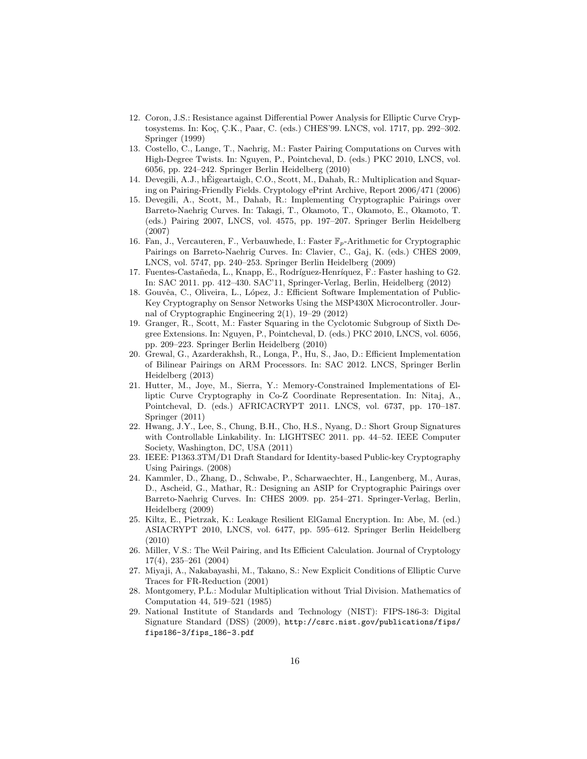12. Coron, J.S.: Resistance against Differential Power Analysis for Elliptic Curve Cryptosystems. In: Koç, Ç.K., Paar, C. (eds.) CHES'99. LNCS, vol. 1717, pp. 292–302. Springer (1999)
13. Costello, C., Lange, T., Naehrig, M.: Faster Pairing Computations on Curves with High-Degree Twists. In: Nguyen, P., Pointcheval, D. (eds.) PKC 2010, LNCS, vol. 6056, pp. 224–242. Springer Berlin Heidelberg (2010)
14. Devegili, A.J., hÉigeartaigh, C.O., Scott, M., Dahab, R.: Multiplication and Squaring on Pairing-Friendly Fields. Cryptology ePrint Archive, Report 2006/471 (2006)
15. Devegili, A., Scott, M., Dahab, R.: Implementing Cryptographic Pairings over Barreto-Naehrig Curves. In: Takagi, T., Okamoto, T., Okamoto, E., Okamoto, T. (eds.) Pairing 2007, LNCS, vol. 4575, pp. 197–207. Springer Berlin Heidelberg (2007)
16. Fan, J., Vercauteren, F., Verbauwhede, I.: Faster $\mathbb{F}_p$-Arithmetic for Cryptographic Pairings on Barreto-Naehrig Curves. In: Clavier, C., Gaj, K. (eds.) CHES 2009, LNCS, vol. 5747, pp. 240–253. Springer Berlin Heidelberg (2009)
17. Fuentes-Castañeda, L., Knapp, E., Rodríguez-Henríquez, F.: Faster hashing to G2. In: SAC 2011. pp. 412–430. SAC'11, Springer-Verlag, Berlin, Heidelberg (2012)
18. Gouvêa, C., Oliveira, L., López, J.: Efficient Software Implementation of Public-Key Cryptography on Sensor Networks Using the MSP430X Microcontroller. Journal of Cryptographic Engineering 2(1), 19–29 (2012)
19. Granger, R., Scott, M.: Faster Squaring in the Cyclotomic Subgroup of Sixth Degree Extensions. In: Nguyen, P., Pointcheval, D. (eds.) PKC 2010, LNCS, vol. 6056, pp. 209–223. Springer Berlin Heidelberg (2010)
20. Grewal, G., Azarderakhsh, R., Longa, P., Hu, S., Jao, D.: Efficient Implementation of Bilinear Pairings on ARM Processors. In: SAC 2012. LNCS, Springer Berlin Heidelberg (2013)
21. Hutter, M., Joye, M., Sierra, Y.: Memory-Constrained Implementations of Elliptic Curve Cryptography in Co-Z Coordinate Representation. In: Nitaj, A., Pointcheval, D. (eds.) AFRICACRYPT 2011. LNCS, vol. 6737, pp. 170–187. Springer (2011)
22. Hwang, J.Y., Lee, S., Chung, B.H., Cho, H.S., Nyang, D.: Short Group Signatures with Controllable Linkability. In: LIGHTSEC 2011. pp. 44–52. IEEE Computer Society, Washington, DC, USA (2011)
23. IEEE: P1363.3TM/D1 Draft Standard for Identity-based Public-key Cryptography Using Pairings. (2008)
24. Kammler, D., Zhang, D., Schwabe, P., Scharwaechter, H., Langenberg, M., Auras, D., Ascheid, G., Mathar, R.: Designing an ASIP for Cryptographic Pairings over Barreto-Naehrig Curves. In: CHES 2009. pp. 254–271. Springer-Verlag, Berlin, Heidelberg (2009)
25. Kiltz, E., Pietrzak, K.: Leakage Resilient ElGamal Encryption. In: Abe, M. (ed.) ASIACRYPT 2010, LNCS, vol. 6477, pp. 595–612. Springer Berlin Heidelberg (2010)
26. Miller, V.S.: The Weil Pairing, and Its Efficient Calculation. Journal of Cryptology 17(4), 235–261 (2004)
27. Miyaji, A., Nakabayashi, M., Takano, S.: New Explicit Conditions of Elliptic Curve Traces for FR-Reduction (2001)
28. Montgomery, P.L.: Modular Multiplication without Trial Division. Mathematics of Computation 44, 519–521 (1985)
29. National Institute of Standards and Technology (NIST): FIPS-186-3: Digital Signature Standard (DSS) (2009), http://csrc.nist.gov/publications/fips/fips186-3/fips_186-3.pdf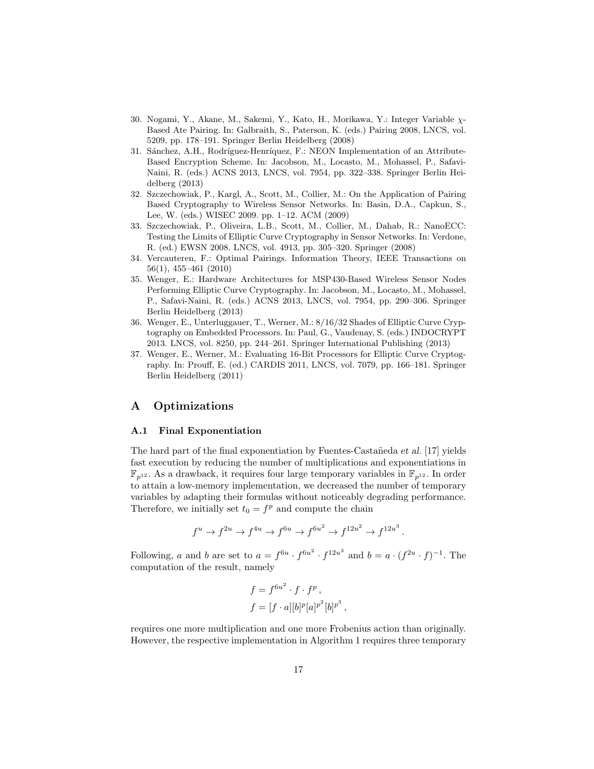30. Nogami, Y., Akane, M., Sakemi, Y., Kato, H., Morikawa, Y.: Integer Variable $\chi$-Based Ate Pairing. In: Galbraith, S., Paterson, K. (eds.) Pairing 2008, LNCS, vol. 5209, pp. 178–191. Springer Berlin Heidelberg (2008)
31. Sánchez, A.H., Rodríguez-Henríquez, F.: NEON Implementation of an Attribute-Based Encryption Scheme. In: Jacobson, M., Locasto, M., Mohassel, P., Safavi-Naini, R. (eds.) ACNS 2013, LNCS, vol. 7954, pp. 322–338. Springer Berlin Heidelberg (2013)
32. Szczechowiak, P., Kargl, A., Scott, M., Collier, M.: On the Application of Pairing Based Cryptography to Wireless Sensor Networks. In: Basin, D.A., Capkun, S., Lee, W. (eds.) WISEC 2009. pp. 1–12. ACM (2009)
33. Szczechowiak, P., Oliveira, L.B., Scott, M., Collier, M., Dahab, R.: NanoECC: Testing the Limits of Elliptic Curve Cryptography in Sensor Networks. In: Verdone, R. (ed.) EWSN 2008. LNCS, vol. 4913, pp. 305–320. Springer (2008)
34. Vercauteren, F.: Optimal Pairings. Information Theory, IEEE Transactions on 56(1), 455–461 (2010)
35. Wenger, E.: Hardware Architectures for MSP430-Based Wireless Sensor Nodes Performing Elliptic Curve Cryptography. In: Jacobson, M., Locasto, M., Mohassel, P., Safavi-Naini, R. (eds.) ACNS 2013, LNCS, vol. 7954, pp. 290–306. Springer Berlin Heidelberg (2013)
36. Wenger, E., Unterluggauer, T., Werner, M.: 8/16/32 Shades of Elliptic Curve Cryptography on Embedded Processors. In: Paul, G., Vaudenay, S. (eds.) INDOCRYPT 2013. LNCS, vol. 8250, pp. 244–261. Springer International Publishing (2013)
37. Wenger, E., Werner, M.: Evaluating 16-Bit Processors for Elliptic Curve Cryptography. In: Prouff, E. (ed.) CARDIS 2011, LNCS, vol. 7079, pp. 166–181. Springer Berlin Heidelberg (2011)

# A Optimizations

## A.1 Final Exponentiation

The hard part of the final exponentiation by Fuentes-Castañeda *et al.* [17] yields fast execution by reducing the number of multiplications and exponentiations in $\mathbb{F}_{p^{12}}$. As a drawback, it requires four large temporary variables in $\mathbb{F}_{p^{12}}$. In order to attain a low-memory implementation, we decreased the number of temporary variables by adapting their formulas without noticeably degrading performance. Therefore, we initially set $t_0 = f^p$ and compute the chain

$$f^u \to f^{2u} \to f^{4u} \to f^{6u} \to f^{6u^2} \to f^{12u^2} \to f^{12u^3}.$$

Following, $a$ and $b$ are set to $a = f^{6u} \cdot f^{6u^2} \cdot f^{12u^3}$ and $b = a \cdot (f^{2u} \cdot f)^{-1}$. The computation of the result, namely

$$f = f^{6u^2} \cdot f \cdot f^p,$$
$$f = [f \cdot a][b]^p[a]^{p^2}[b]^{p^3},$$

requires one more multiplication and one more Frobenius action than originally. However, the respective implementation in Algorithm 1 requires three temporary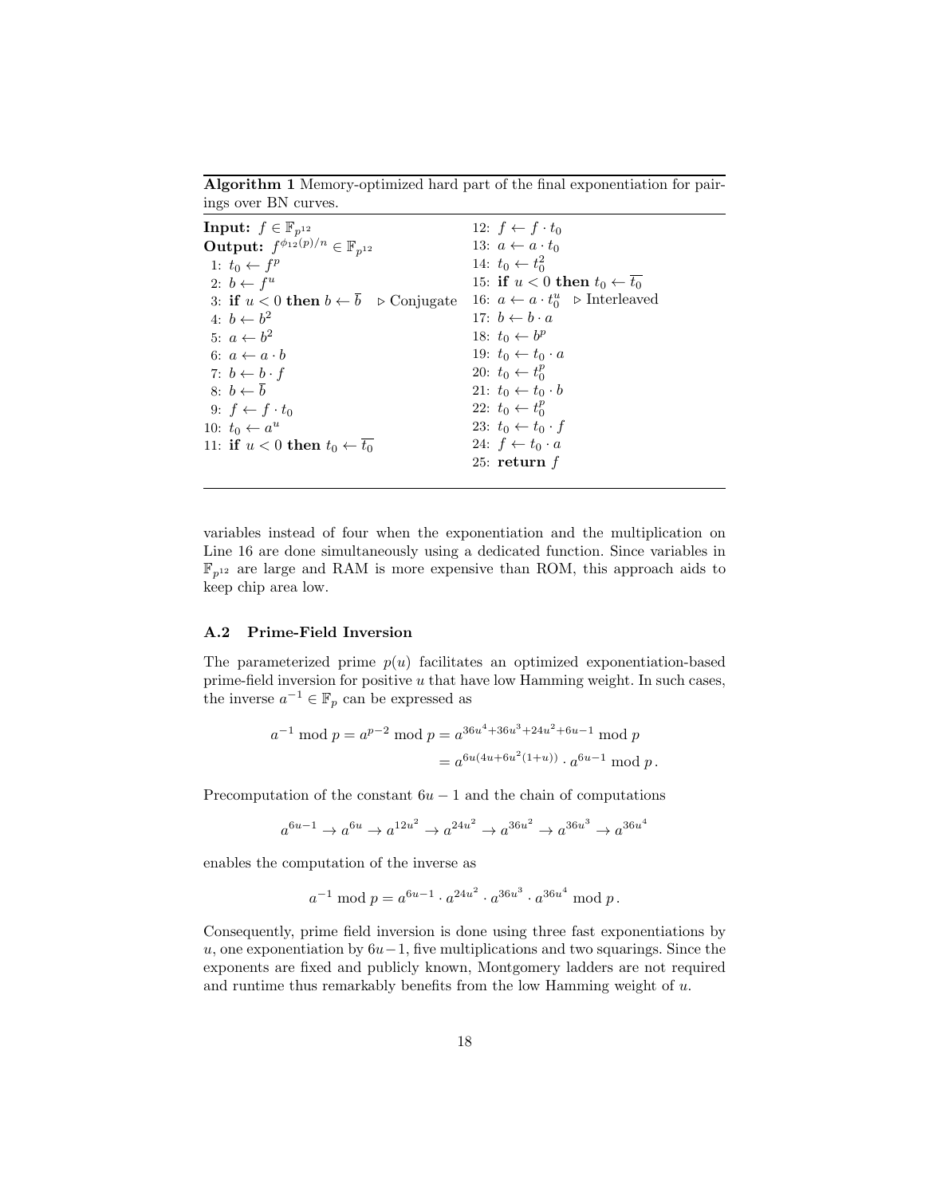**Algorithm 1** Memory-optimized hard part of the final exponentiation for pairings over BN curves.

```
Input: f ∈ F_{p^12}
Output: f^{φ_12(p)/n} ∈ F_{p^12}
 1: t_0 ← f^p
 2: b ← f^u
 3: if u < 0 then b ← conj(b)      ▷ Conjugate
 4: b ← b^2
 5: a ← b^2
 6: a ← a · b
 7: b ← b · f
 8: b ← conj(b)
 9: f ← f · t_0
10: t_0 ← a^u
11: if u < 0 then t_0 ← conj(t_0)
12: f ← f · t_0
13: a ← a · t_0
14: t_0 ← t_0^2
15: if u < 0 then t_0 ← conj(t_0)
16: a ← a · t_0^u                  ▷ Interleaved
17: b ← b · a
18: t_0 ← b^p
19: t_0 ← t_0 · a
20: t_0 ← t_0^p
21: t_0 ← t_0 · b
22: t_0 ← t_0^p
23: t_0 ← t_0 · f
24: f ← t_0 · a
25: return f
```

variables instead of four when the exponentiation and the multiplication on Line 16 are done simultaneously using a dedicated function. Since variables in $\mathbb{F}_{p^{12}}$ are large and RAM is more expensive than ROM, this approach aids to keep chip area low.

### A.2 Prime-Field Inversion

The parameterized prime $p(u)$ facilitates an optimized exponentiation-based prime-field inversion for positive $u$ that have low Hamming weight. In such cases, the inverse $a^{-1} \in \mathbb{F}_p$ can be expressed as

$$a^{-1} \bmod p = a^{p-2} \bmod p = a^{36u^4+36u^3+24u^2+6u-1} \bmod p$$
$$= a^{6u(4u+6u^2(1+u))} \cdot a^{6u-1} \bmod p\,.$$

Precomputation of the constant $6u-1$ and the chain of computations

$$a^{6u-1} \rightarrow a^{6u} \rightarrow a^{12u^2} \rightarrow a^{24u^2} \rightarrow a^{36u^2} \rightarrow a^{36u^3} \rightarrow a^{36u^4}$$

enables the computation of the inverse as

$$a^{-1} \bmod p = a^{6u-1} \cdot a^{24u^2} \cdot a^{36u^3} \cdot a^{36u^4} \bmod p\,.$$

Consequently, prime field inversion is done using three fast exponentiations by $u$, one exponentiation by $6u-1$, five multiplications and two squarings. Since the exponents are fixed and publicly known, Montgomery ladders are not required and runtime thus remarkably benefits from the low Hamming weight of $u$.